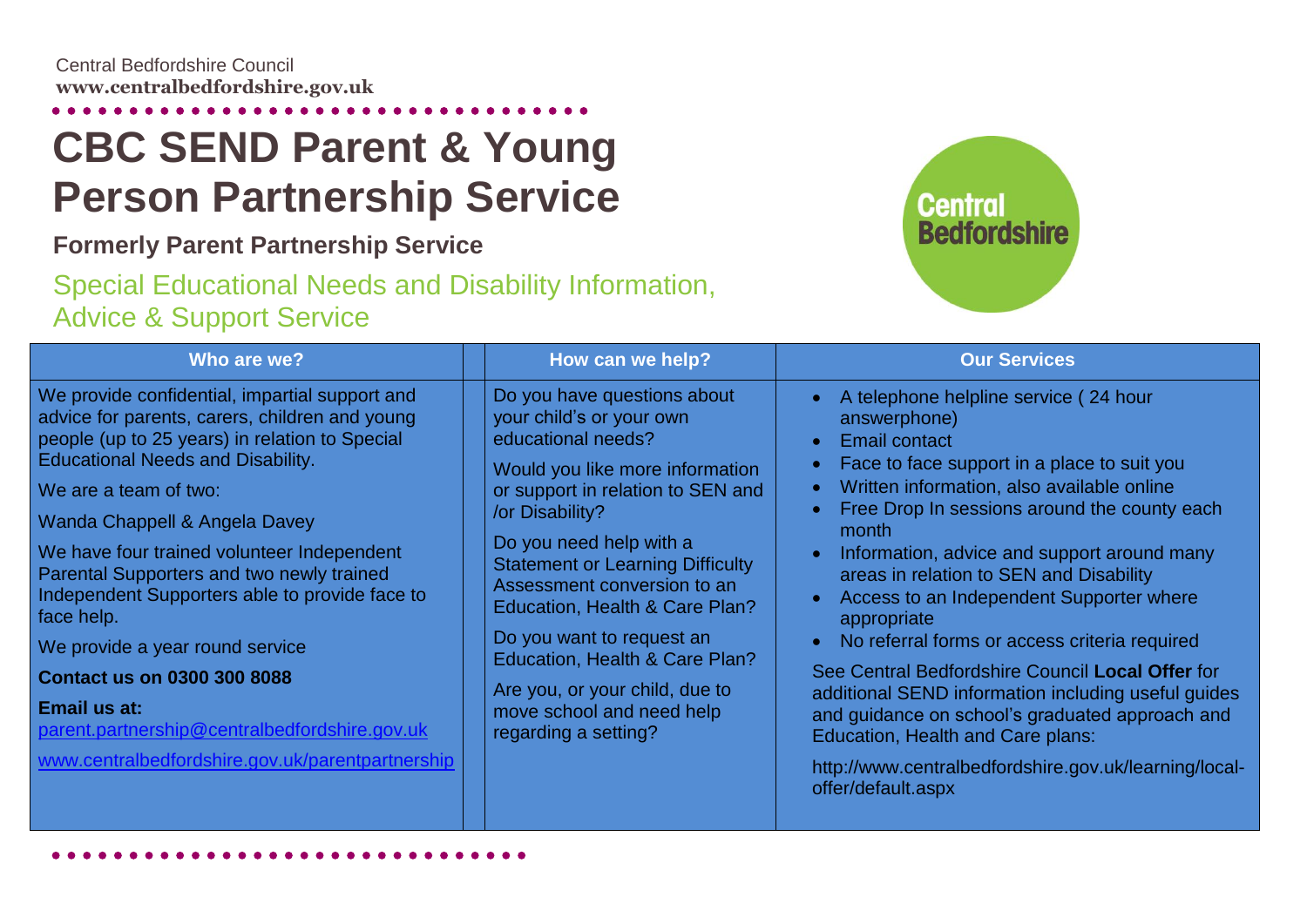Central Bedfordshire Council
**www.centralbedfordshire.gov.uk**

# CBC SEND Parent & Young Person Partnership Service

**Formerly Parent Partnership Service**

## Special Educational Needs and Disability Information, Advice & Support Service

Central Bedfordshire

### Who are we?

We provide confidential, impartial support and advice for parents, carers, children and young people (up to 25 years) in relation to Special Educational Needs and Disability.

We are a team of two:

Wanda Chappell & Angela Davey

We have four trained volunteer Independent Parental Supporters and two newly trained Independent Supporters able to provide face to face help.

We provide a year round service

**Contact us on 0300 300 8088**

**Email us at:**
parent.partnership@centralbedfordshire.gov.uk

www.centralbedfordshire.gov.uk/parentpartnership

### How can we help?

Do you have questions about your child's or your own educational needs?

Would you like more information or support in relation to SEN and /or Disability?

Do you need help with a Statement or Learning Difficulty Assessment conversion to an Education, Health & Care Plan?

Do you want to request an Education, Health & Care Plan?

Are you, or your child, due to move school and need help regarding a setting?

### Our Services

- A telephone helpline service ( 24 hour answerphone)
- Email contact
- Face to face support in a place to suit you
- Written information, also available online
- Free Drop In sessions around the county each month
- Information, advice and support around many areas in relation to SEN and Disability
- Access to an Independent Supporter where appropriate
- No referral forms or access criteria required

See Central Bedfordshire Council **Local Offer** for additional SEND information including useful guides and guidance on school's graduated approach and Education, Health and Care plans:

http://www.centralbedfordshire.gov.uk/learning/local-offer/default.aspx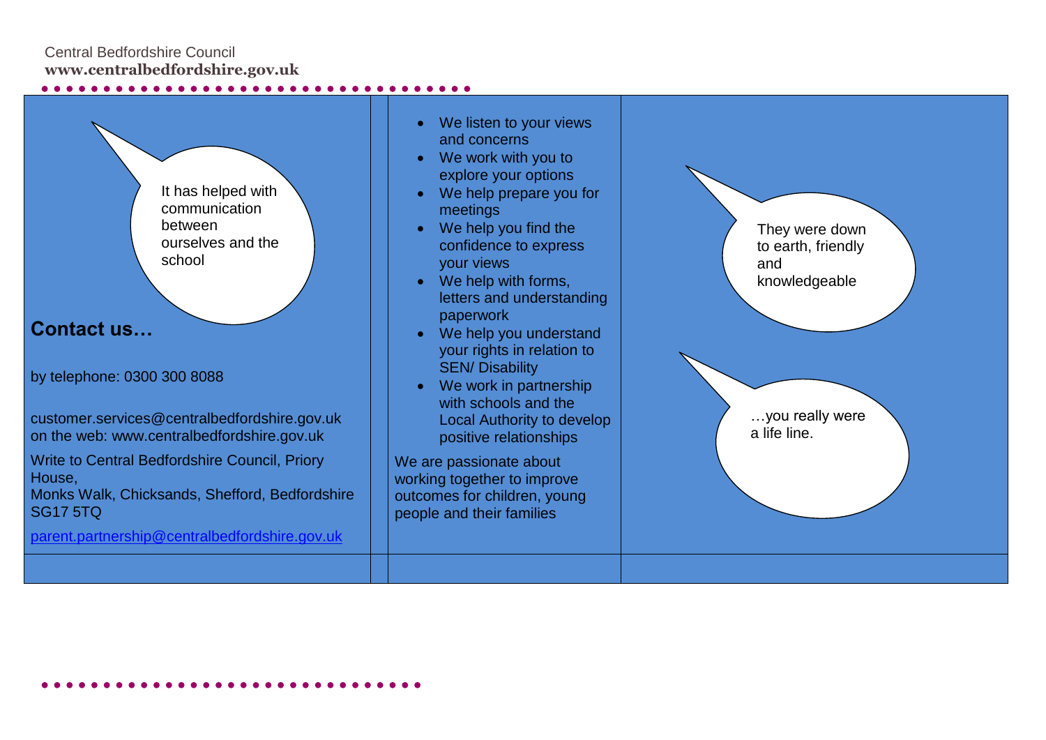It has helped with communication between ourselves and the school

## Contact us…

by telephone: 0300 300 8088

customer.services@centralbedfordshire.gov.uk
on the web: www.centralbedfordshire.gov.uk

Write to Central Bedfordshire Council, Priory House,
Monks Walk, Chicksands, Shefford, Bedfordshire SG17 5TQ

parent.partnership@centralbedfordshire.gov.uk

- We listen to your views and concerns
- We work with you to explore your options
- We help prepare you for meetings
- We help you find the confidence to express your views
- We help with forms, letters and understanding paperwork
- We help you understand your rights in relation to SEN/ Disability
- We work in partnership with schools and the Local Authority to develop positive relationships

We are passionate about working together to improve outcomes for children, young people and their families

They were down to earth, friendly and knowledgeable

…you really were a life line.